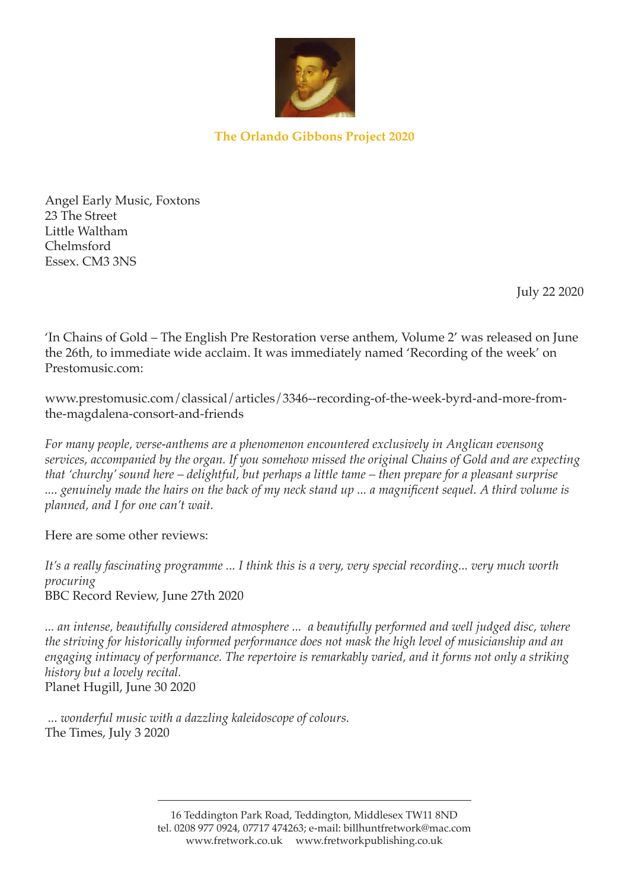**The Orlando Gibbons Project 2020**

Angel Early Music, Foxtons
23 The Street
Little Waltham
Chelmsford
Essex. CM3 3NS

July 22 2020

'In Chains of Gold – The English Pre Restoration verse anthem, Volume 2' was released on June the 26th, to immediate wide acclaim. It was immediately named 'Recording of the week' on Prestomusic.com:

www.prestomusic.com/classical/articles/3346--recording-of-the-week-byrd-and-more-from-the-magdalena-consort-and-friends

*For many people, verse-anthems are a phenomenon encountered exclusively in Anglican evensong services, accompanied by the organ. If you somehow missed the original Chains of Gold and are expecting that 'churchy' sound here – delightful, but perhaps a little tame – then prepare for a pleasant surprise .... genuinely made the hairs on the back of my neck stand up ... a magnificent sequel. A third volume is planned, and I for one can't wait.*

Here are some other reviews:

*It's a really fascinating programme ... I think this is a very, very special recording... very much worth procuring*
BBC Record Review, June 27th 2020

*... an intense, beautifully considered atmosphere ... a beautifully performed and well judged disc, where the striving for historically informed performance does not mask the high level of musicianship and an engaging intimacy of performance. The repertoire is remarkably varied, and it forms not only a striking history but a lovely recital.*
Planet Hugill, June 30 2020

*... wonderful music with a dazzling kaleidoscope of colours.*
The Times, July 3 2020

---

16 Teddington Park Road, Teddington, Middlesex TW11 8ND
tel. 0208 977 0924, 07717 474263; e-mail: billhuntfretwork@mac.com
www.fretwork.co.uk www.fretworkpublishing.co.uk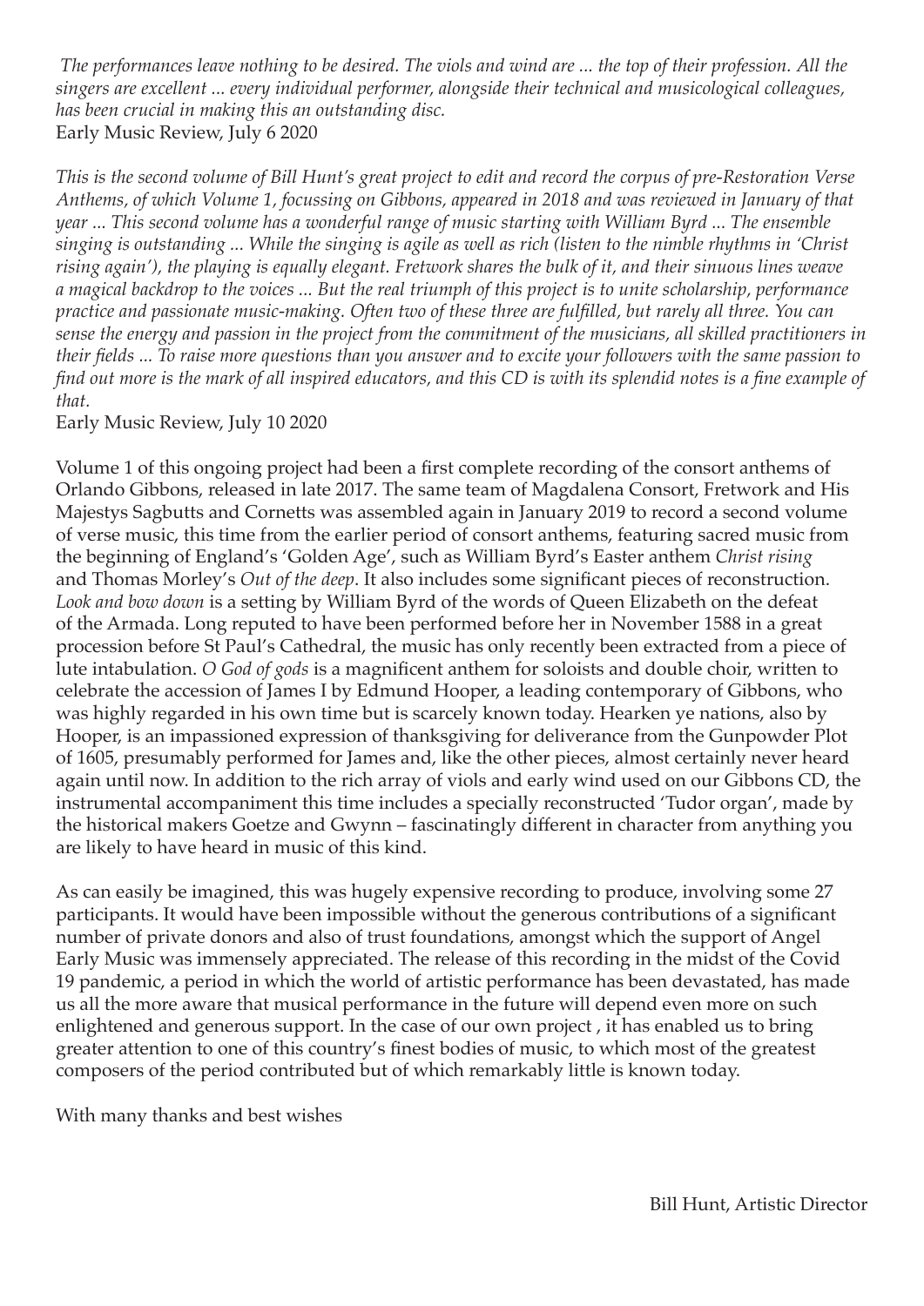*The performances leave nothing to be desired. The viols and wind are ... the top of their profession. All the singers are excellent ... every individual performer, alongside their technical and musicological colleagues, has been crucial in making this an outstanding disc.*
Early Music Review, July 6 2020

*This is the second volume of Bill Hunt's great project to edit and record the corpus of pre-Restoration Verse Anthems, of which Volume 1, focussing on Gibbons, appeared in 2018 and was reviewed in January of that year ... This second volume has a wonderful range of music starting with William Byrd ... The ensemble singing is outstanding ... While the singing is agile as well as rich (listen to the nimble rhythms in 'Christ rising again'), the playing is equally elegant. Fretwork shares the bulk of it, and their sinuous lines weave a magical backdrop to the voices ... But the real triumph of this project is to unite scholarship, performance practice and passionate music-making. Often two of these three are fulfilled, but rarely all three. You can sense the energy and passion in the project from the commitment of the musicians, all skilled practitioners in their fields ... To raise more questions than you answer and to excite your followers with the same passion to find out more is the mark of all inspired educators, and this CD is with its splendid notes is a fine example of that.*
Early Music Review, July 10 2020

Volume 1 of this ongoing project had been a first complete recording of the consort anthems of Orlando Gibbons, released in late 2017. The same team of Magdalena Consort, Fretwork and His Majestys Sagbutts and Cornetts was assembled again in January 2019 to record a second volume of verse music, this time from the earlier period of consort anthems, featuring sacred music from the beginning of England's 'Golden Age', such as William Byrd's Easter anthem *Christ rising* and Thomas Morley's *Out of the deep*. It also includes some significant pieces of reconstruction. *Look and bow down* is a setting by William Byrd of the words of Queen Elizabeth on the defeat of the Armada. Long reputed to have been performed before her in November 1588 in a great procession before St Paul's Cathedral, the music has only recently been extracted from a piece of lute intabulation. *O God of gods* is a magnificent anthem for soloists and double choir, written to celebrate the accession of James I by Edmund Hooper, a leading contemporary of Gibbons, who was highly regarded in his own time but is scarcely known today. Hearken ye nations, also by Hooper, is an impassioned expression of thanksgiving for deliverance from the Gunpowder Plot of 1605, presumably performed for James and, like the other pieces, almost certainly never heard again until now. In addition to the rich array of viols and early wind used on our Gibbons CD, the instrumental accompaniment this time includes a specially reconstructed 'Tudor organ', made by the historical makers Goetze and Gwynn – fascinatingly different in character from anything you are likely to have heard in music of this kind.

As can easily be imagined, this was hugely expensive recording to produce, involving some 27 participants. It would have been impossible without the generous contributions of a significant number of private donors and also of trust foundations, amongst which the support of Angel Early Music was immensely appreciated. The release of this recording in the midst of the Covid 19 pandemic, a period in which the world of artistic performance has been devastated, has made us all the more aware that musical performance in the future will depend even more on such enlightened and generous support. In the case of our own project , it has enabled us to bring greater attention to one of this country's finest bodies of music, to which most of the greatest composers of the period contributed but of which remarkably little is known today.

With many thanks and best wishes

Bill Hunt, Artistic Director